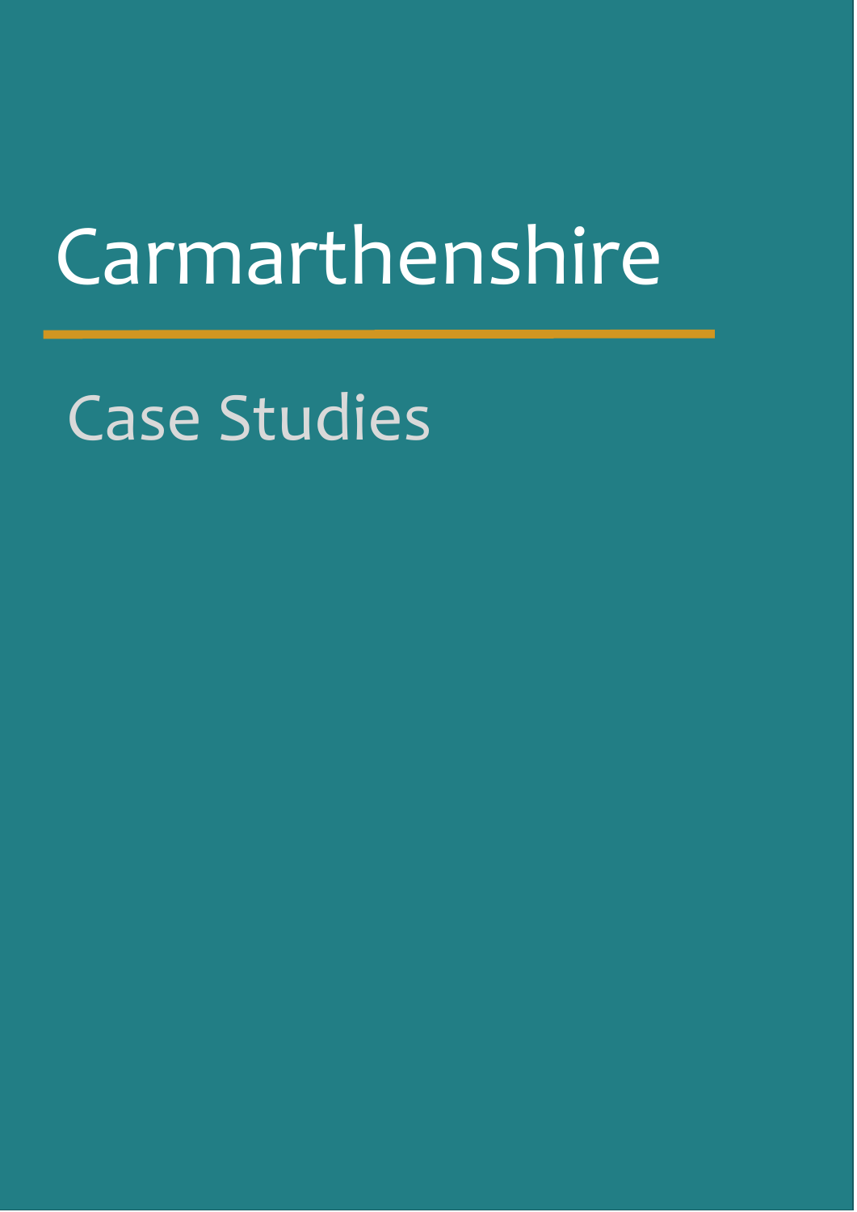# Carmarthenshire

## Case Studies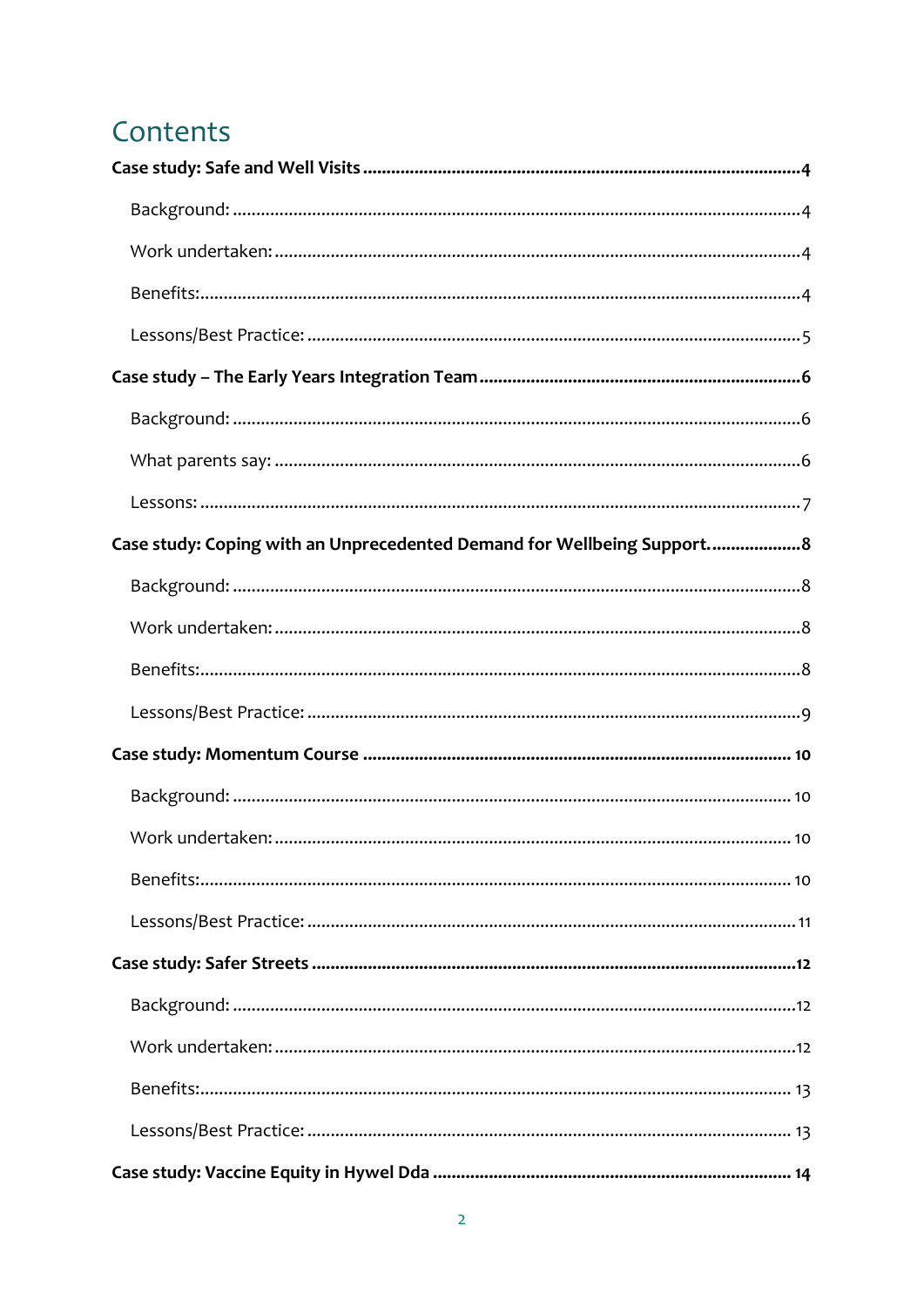# Contents

**Case study: Safe and Well Visits** ..... 4

- Background: ..... 4
- Work undertaken: ..... 4
- Benefits: ..... 4
- Lessons/Best Practice: ..... 5

**Case study – The Early Years Integration Team** ..... 6

- Background: ..... 6
- What parents say: ..... 6
- Lessons: ..... 7

**Case study: Coping with an Unprecedented Demand for Wellbeing Support.** ..... 8

- Background: ..... 8
- Work undertaken: ..... 8
- Benefits: ..... 8
- Lessons/Best Practice: ..... 9

**Case study: Momentum Course** ..... 10

- Background: ..... 10
- Work undertaken: ..... 10
- Benefits: ..... 10
- Lessons/Best Practice: ..... 11

**Case study: Safer Streets** ..... 12

- Background: ..... 12
- Work undertaken: ..... 12
- Benefits: ..... 13
- Lessons/Best Practice: ..... 13

**Case study: Vaccine Equity in Hywel Dda** ..... 14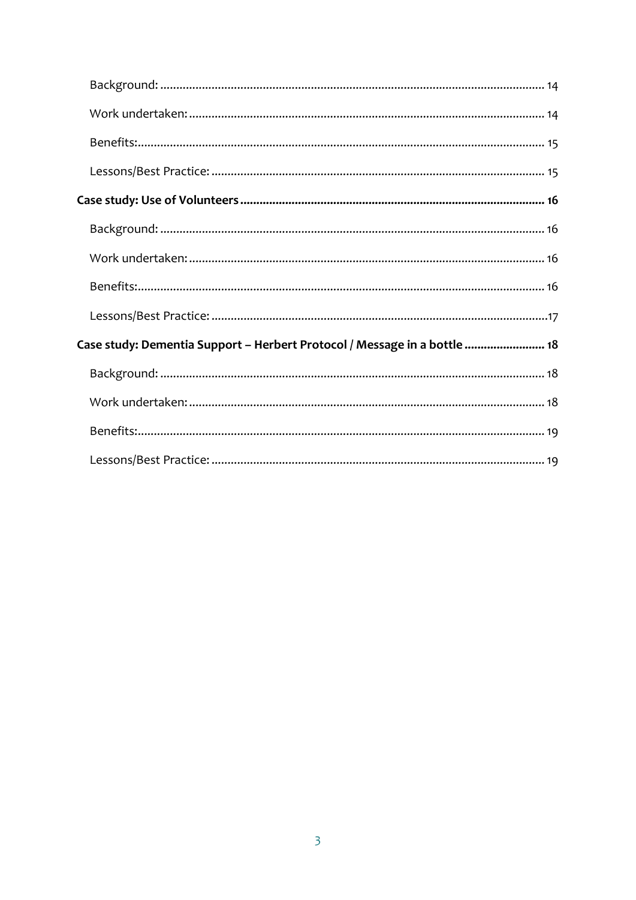- Background: 14
- Work undertaken: 14
- Benefits: 15
- Lessons/Best Practice: 15

**Case study: Use of Volunteers** 16

- Background: 16
- Work undertaken: 16
- Benefits: 16
- Lessons/Best Practice: 17

**Case study: Dementia Support – Herbert Protocol / Message in a bottle** 18

- Background: 18
- Work undertaken: 18
- Benefits: 19
- Lessons/Best Practice: 19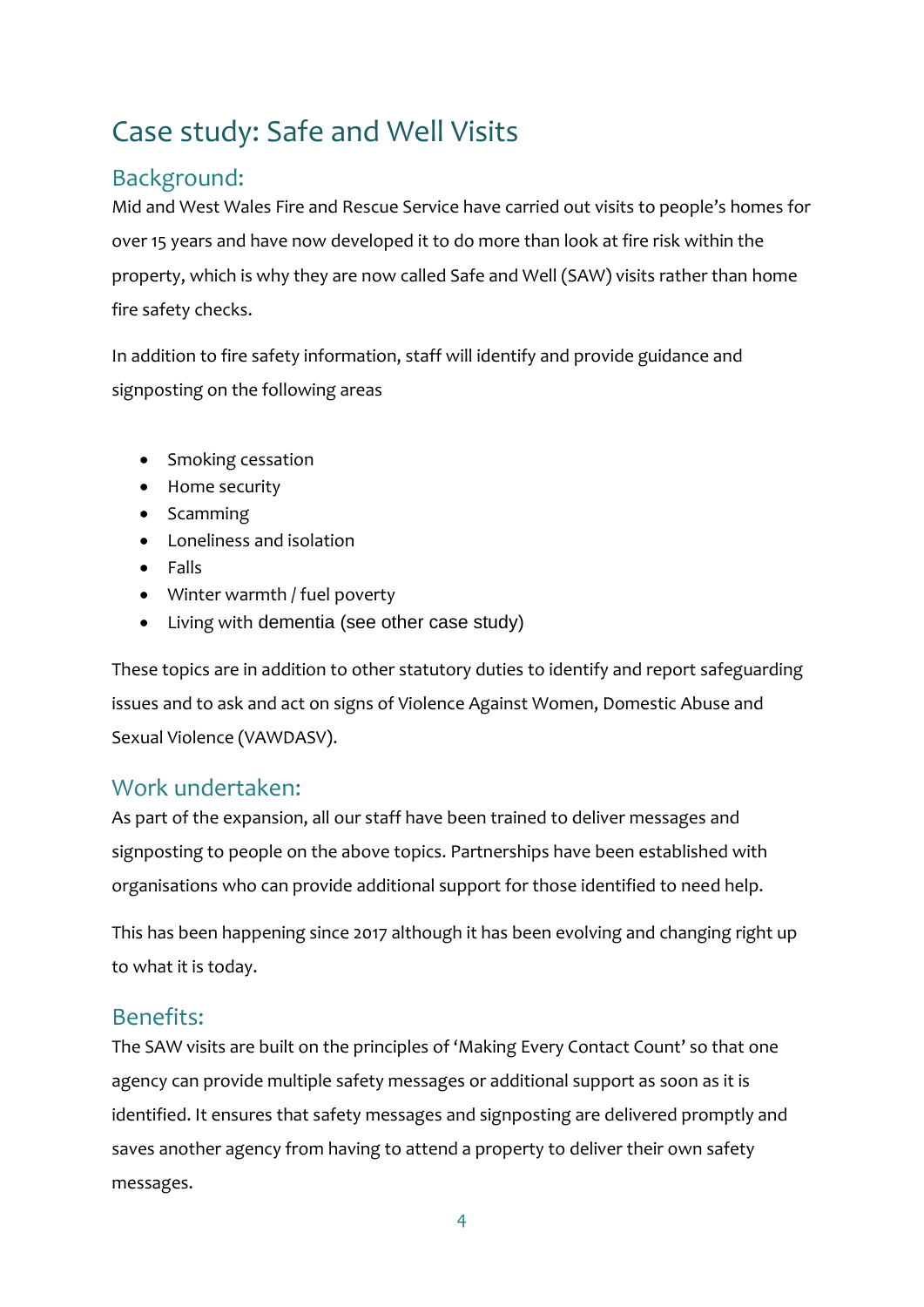# Case study: Safe and Well Visits

## Background:

Mid and West Wales Fire and Rescue Service have carried out visits to people's homes for over 15 years and have now developed it to do more than look at fire risk within the property, which is why they are now called Safe and Well (SAW) visits rather than home fire safety checks.

In addition to fire safety information, staff will identify and provide guidance and signposting on the following areas

- Smoking cessation
- Home security
- Scamming
- Loneliness and isolation
- Falls
- Winter warmth / fuel poverty
- Living with dementia (see other case study)

These topics are in addition to other statutory duties to identify and report safeguarding issues and to ask and act on signs of Violence Against Women, Domestic Abuse and Sexual Violence (VAWDASV).

## Work undertaken:

As part of the expansion, all our staff have been trained to deliver messages and signposting to people on the above topics. Partnerships have been established with organisations who can provide additional support for those identified to need help.

This has been happening since 2017 although it has been evolving and changing right up to what it is today.

## Benefits:

The SAW visits are built on the principles of 'Making Every Contact Count' so that one agency can provide multiple safety messages or additional support as soon as it is identified. It ensures that safety messages and signposting are delivered promptly and saves another agency from having to attend a property to deliver their own safety messages.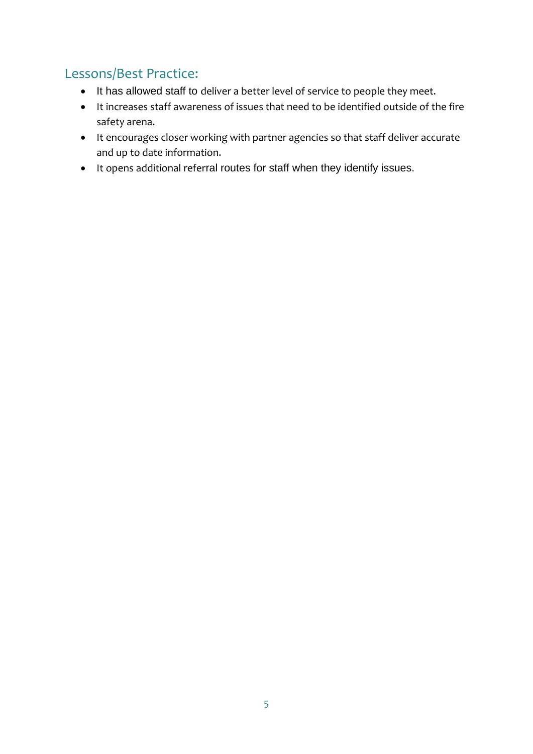## Lessons/Best Practice:

- It has allowed staff to deliver a better level of service to people they meet.
- It increases staff awareness of issues that need to be identified outside of the fire safety arena.
- It encourages closer working with partner agencies so that staff deliver accurate and up to date information.
- It opens additional referral routes for staff when they identify issues.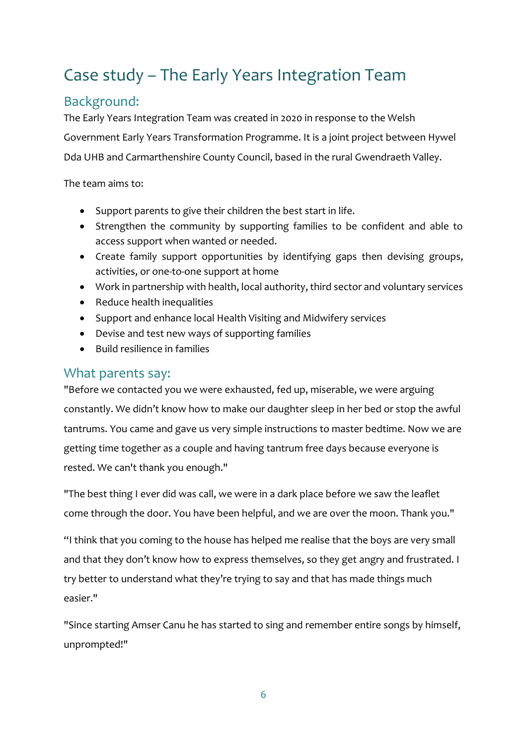# Case study – The Early Years Integration Team

## Background:

The Early Years Integration Team was created in 2020 in response to the Welsh Government Early Years Transformation Programme. It is a joint project between Hywel Dda UHB and Carmarthenshire County Council, based in the rural Gwendraeth Valley.

The team aims to:

- Support parents to give their children the best start in life.
- Strengthen the community by supporting families to be confident and able to access support when wanted or needed.
- Create family support opportunities by identifying gaps then devising groups, activities, or one-to-one support at home
- Work in partnership with health, local authority, third sector and voluntary services
- Reduce health inequalities
- Support and enhance local Health Visiting and Midwifery services
- Devise and test new ways of supporting families
- Build resilience in families

## What parents say:

"Before we contacted you we were exhausted, fed up, miserable, we were arguing constantly. We didn't know how to make our daughter sleep in her bed or stop the awful tantrums. You came and gave us very simple instructions to master bedtime. Now we are getting time together as a couple and having tantrum free days because everyone is rested. We can't thank you enough."

"The best thing I ever did was call, we were in a dark place before we saw the leaflet come through the door. You have been helpful, and we are over the moon. Thank you."

"I think that you coming to the house has helped me realise that the boys are very small and that they don't know how to express themselves, so they get angry and frustrated. I try better to understand what they're trying to say and that has made things much easier."

"Since starting Amser Canu he has started to sing and remember entire songs by himself, unprompted!"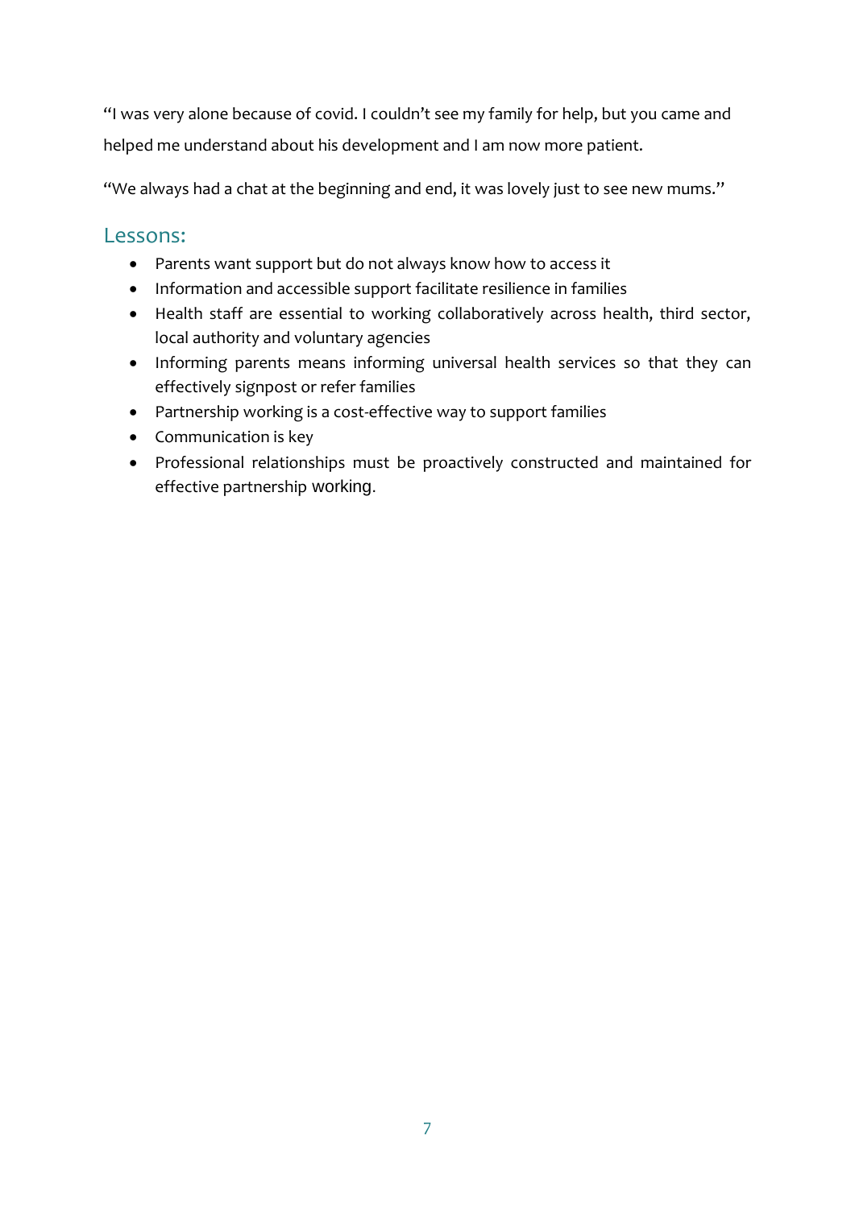“I was very alone because of covid. I couldn’t see my family for help, but you came and helped me understand about his development and I am now more patient.

“We always had a chat at the beginning and end, it was lovely just to see new mums.”

## Lessons:

- Parents want support but do not always know how to access it
- Information and accessible support facilitate resilience in families
- Health staff are essential to working collaboratively across health, third sector, local authority and voluntary agencies
- Informing parents means informing universal health services so that they can effectively signpost or refer families
- Partnership working is a cost-effective way to support families
- Communication is key
- Professional relationships must be proactively constructed and maintained for effective partnership working.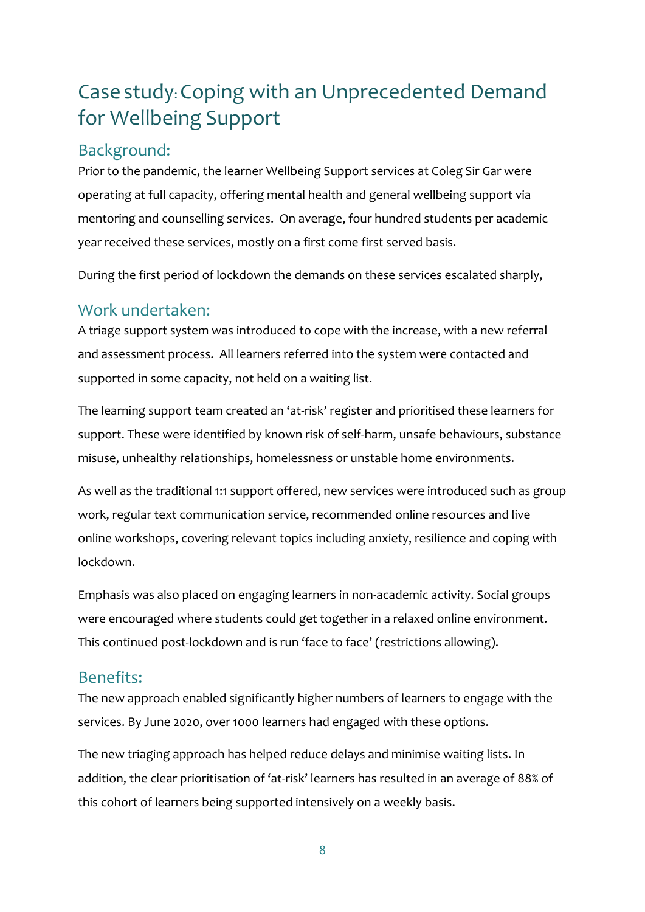# Case study: Coping with an Unprecedented Demand for Wellbeing Support

## Background:

Prior to the pandemic, the learner Wellbeing Support services at Coleg Sir Gar were operating at full capacity, offering mental health and general wellbeing support via mentoring and counselling services. On average, four hundred students per academic year received these services, mostly on a first come first served basis.

During the first period of lockdown the demands on these services escalated sharply,

## Work undertaken:

A triage support system was introduced to cope with the increase, with a new referral and assessment process. All learners referred into the system were contacted and supported in some capacity, not held on a waiting list.

The learning support team created an 'at-risk' register and prioritised these learners for support. These were identified by known risk of self-harm, unsafe behaviours, substance misuse, unhealthy relationships, homelessness or unstable home environments.

As well as the traditional 1:1 support offered, new services were introduced such as group work, regular text communication service, recommended online resources and live online workshops, covering relevant topics including anxiety, resilience and coping with lockdown.

Emphasis was also placed on engaging learners in non-academic activity. Social groups were encouraged where students could get together in a relaxed online environment. This continued post-lockdown and is run 'face to face' (restrictions allowing).

## Benefits:

The new approach enabled significantly higher numbers of learners to engage with the services. By June 2020, over 1000 learners had engaged with these options.

The new triaging approach has helped reduce delays and minimise waiting lists. In addition, the clear prioritisation of 'at-risk' learners has resulted in an average of 88% of this cohort of learners being supported intensively on a weekly basis.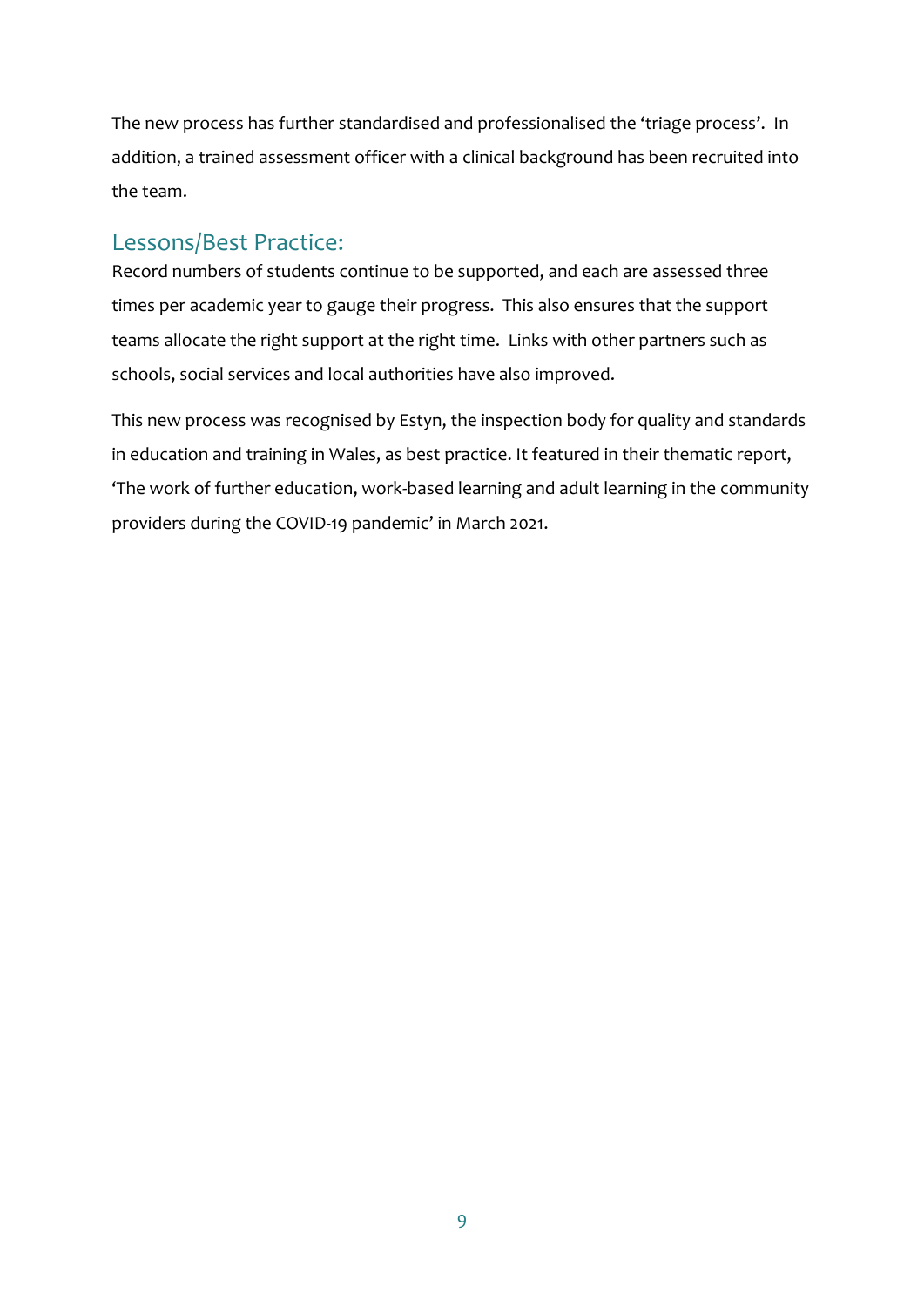The new process has further standardised and professionalised the 'triage process'. In addition, a trained assessment officer with a clinical background has been recruited into the team.

## Lessons/Best Practice:

Record numbers of students continue to be supported, and each are assessed three times per academic year to gauge their progress. This also ensures that the support teams allocate the right support at the right time. Links with other partners such as schools, social services and local authorities have also improved.

This new process was recognised by Estyn, the inspection body for quality and standards in education and training in Wales, as best practice. It featured in their thematic report, 'The work of further education, work-based learning and adult learning in the community providers during the COVID-19 pandemic' in March 2021.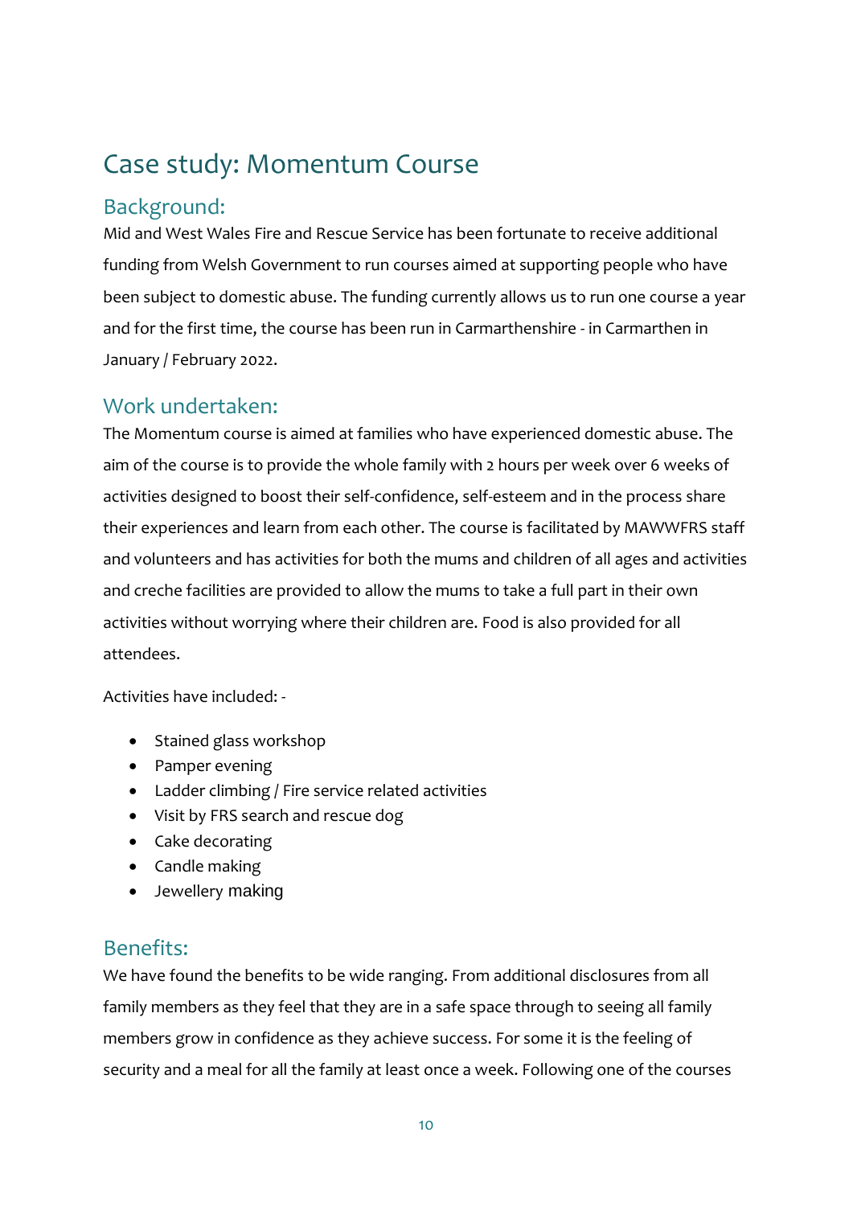# Case study: Momentum Course

## Background:

Mid and West Wales Fire and Rescue Service has been fortunate to receive additional funding from Welsh Government to run courses aimed at supporting people who have been subject to domestic abuse. The funding currently allows us to run one course a year and for the first time, the course has been run in Carmarthenshire - in Carmarthen in January / February 2022.

## Work undertaken:

The Momentum course is aimed at families who have experienced domestic abuse. The aim of the course is to provide the whole family with 2 hours per week over 6 weeks of activities designed to boost their self-confidence, self-esteem and in the process share their experiences and learn from each other. The course is facilitated by MAWWFRS staff and volunteers and has activities for both the mums and children of all ages and activities and creche facilities are provided to allow the mums to take a full part in their own activities without worrying where their children are. Food is also provided for all attendees.

Activities have included: -

- Stained glass workshop
- Pamper evening
- Ladder climbing / Fire service related activities
- Visit by FRS search and rescue dog
- Cake decorating
- Candle making
- Jewellery making

## Benefits:

We have found the benefits to be wide ranging. From additional disclosures from all family members as they feel that they are in a safe space through to seeing all family members grow in confidence as they achieve success. For some it is the feeling of security and a meal for all the family at least once a week. Following one of the courses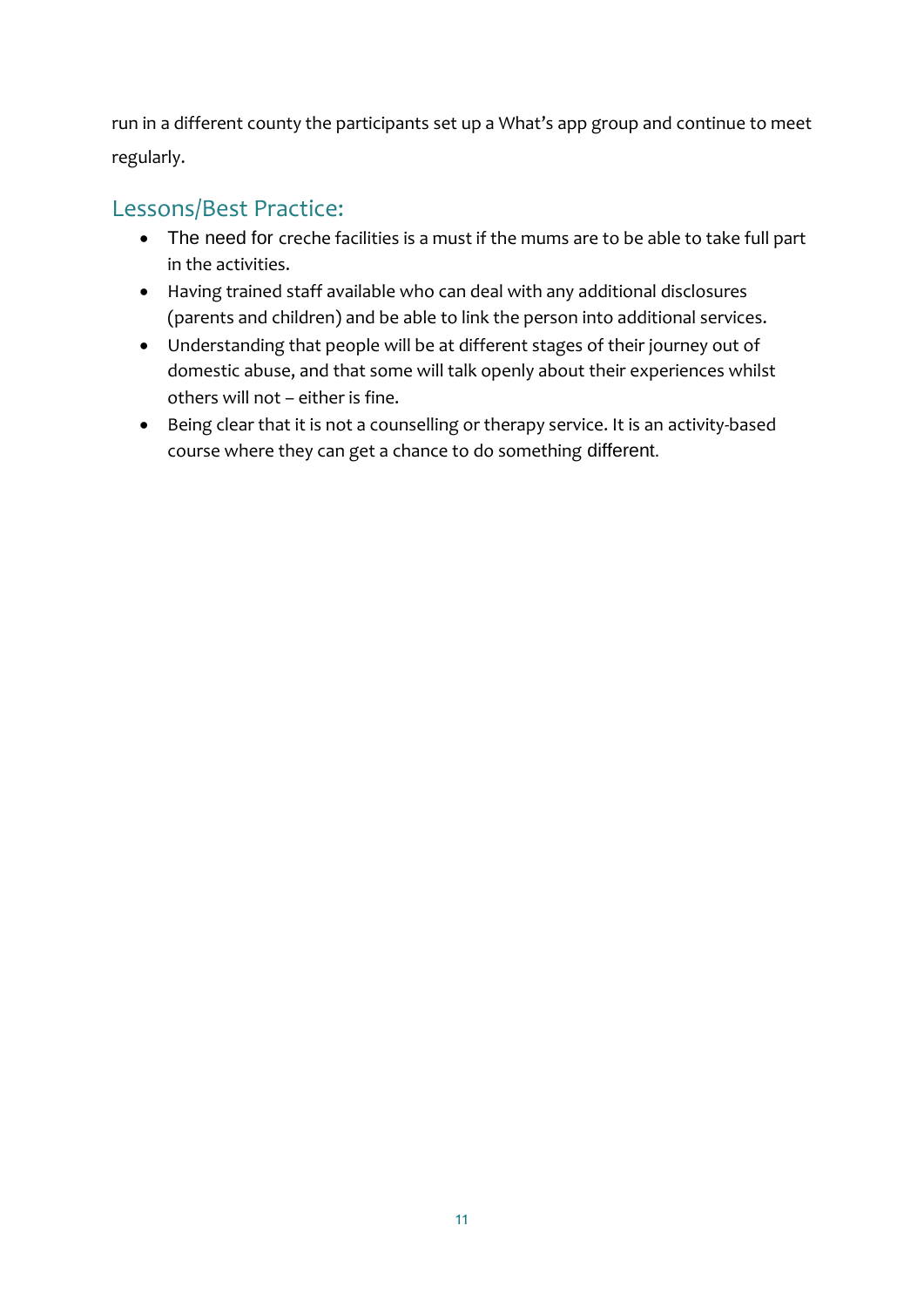run in a different county the participants set up a What's app group and continue to meet regularly.

## Lessons/Best Practice:

- The need for creche facilities is a must if the mums are to be able to take full part in the activities.
- Having trained staff available who can deal with any additional disclosures (parents and children) and be able to link the person into additional services.
- Understanding that people will be at different stages of their journey out of domestic abuse, and that some will talk openly about their experiences whilst others will not – either is fine.
- Being clear that it is not a counselling or therapy service. It is an activity-based course where they can get a chance to do something different.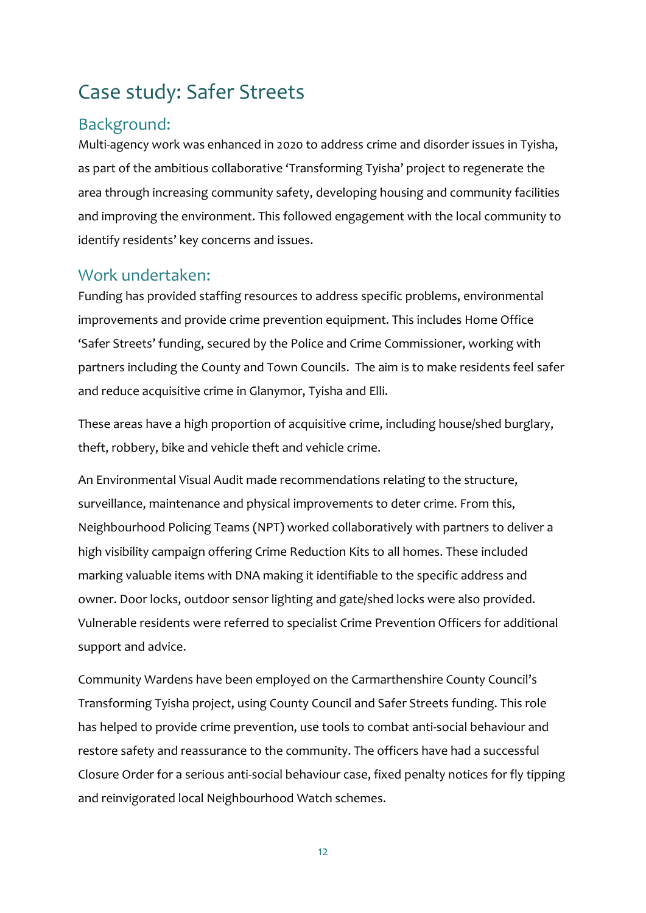# Case study: Safer Streets

## Background:

Multi-agency work was enhanced in 2020 to address crime and disorder issues in Tyisha, as part of the ambitious collaborative 'Transforming Tyisha' project to regenerate the area through increasing community safety, developing housing and community facilities and improving the environment. This followed engagement with the local community to identify residents' key concerns and issues.

## Work undertaken:

Funding has provided staffing resources to address specific problems, environmental improvements and provide crime prevention equipment. This includes Home Office 'Safer Streets' funding, secured by the Police and Crime Commissioner, working with partners including the County and Town Councils. The aim is to make residents feel safer and reduce acquisitive crime in Glanymor, Tyisha and Elli.

These areas have a high proportion of acquisitive crime, including house/shed burglary, theft, robbery, bike and vehicle theft and vehicle crime.

An Environmental Visual Audit made recommendations relating to the structure, surveillance, maintenance and physical improvements to deter crime. From this, Neighbourhood Policing Teams (NPT) worked collaboratively with partners to deliver a high visibility campaign offering Crime Reduction Kits to all homes. These included marking valuable items with DNA making it identifiable to the specific address and owner. Door locks, outdoor sensor lighting and gate/shed locks were also provided. Vulnerable residents were referred to specialist Crime Prevention Officers for additional support and advice.

Community Wardens have been employed on the Carmarthenshire County Council's Transforming Tyisha project, using County Council and Safer Streets funding. This role has helped to provide crime prevention, use tools to combat anti-social behaviour and restore safety and reassurance to the community. The officers have had a successful Closure Order for a serious anti-social behaviour case, fixed penalty notices for fly tipping and reinvigorated local Neighbourhood Watch schemes.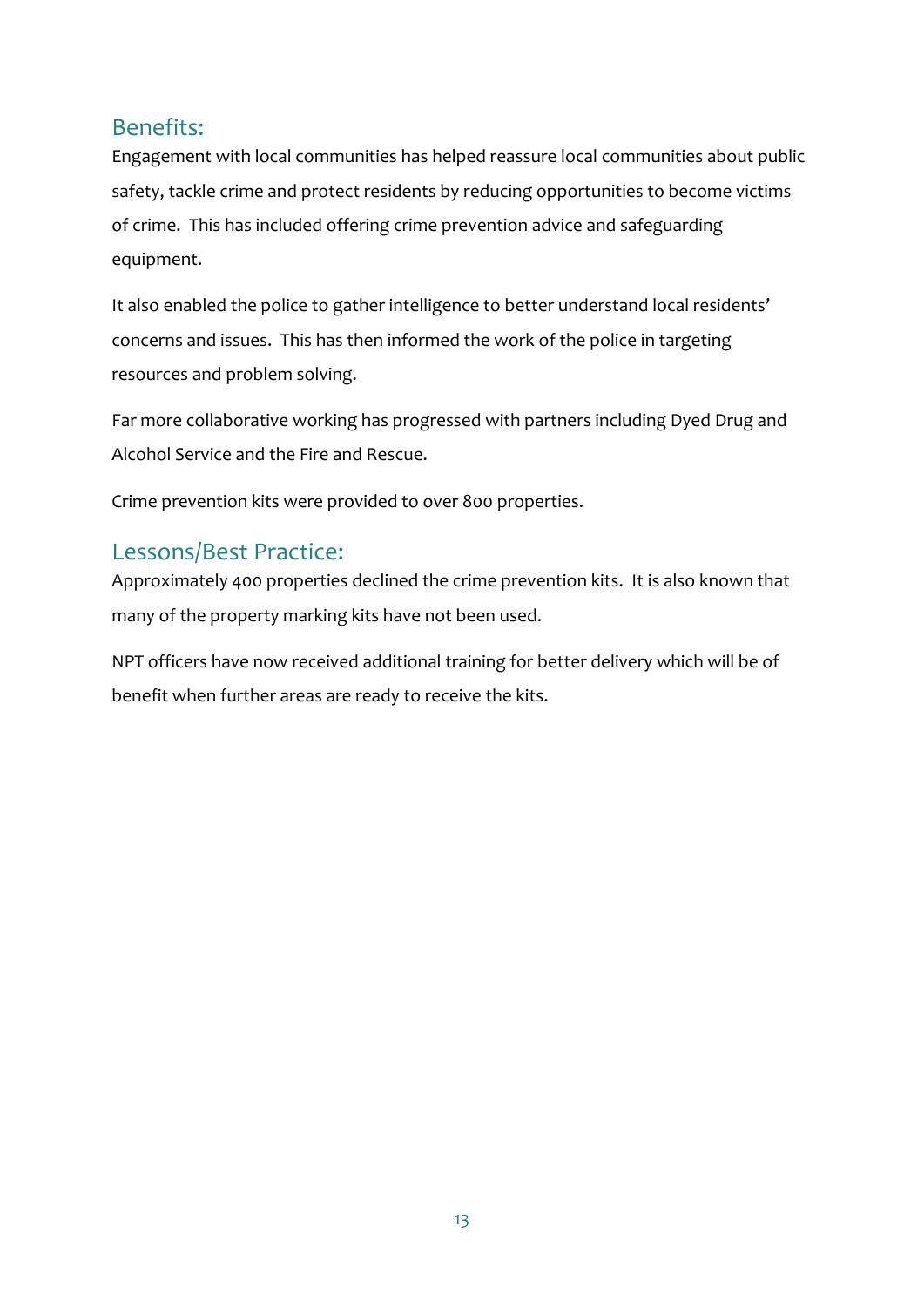## Benefits:

Engagement with local communities has helped reassure local communities about public safety, tackle crime and protect residents by reducing opportunities to become victims of crime. This has included offering crime prevention advice and safeguarding equipment.

It also enabled the police to gather intelligence to better understand local residents' concerns and issues. This has then informed the work of the police in targeting resources and problem solving.

Far more collaborative working has progressed with partners including Dyed Drug and Alcohol Service and the Fire and Rescue.

Crime prevention kits were provided to over 800 properties.

## Lessons/Best Practice:

Approximately 400 properties declined the crime prevention kits. It is also known that many of the property marking kits have not been used.

NPT officers have now received additional training for better delivery which will be of benefit when further areas are ready to receive the kits.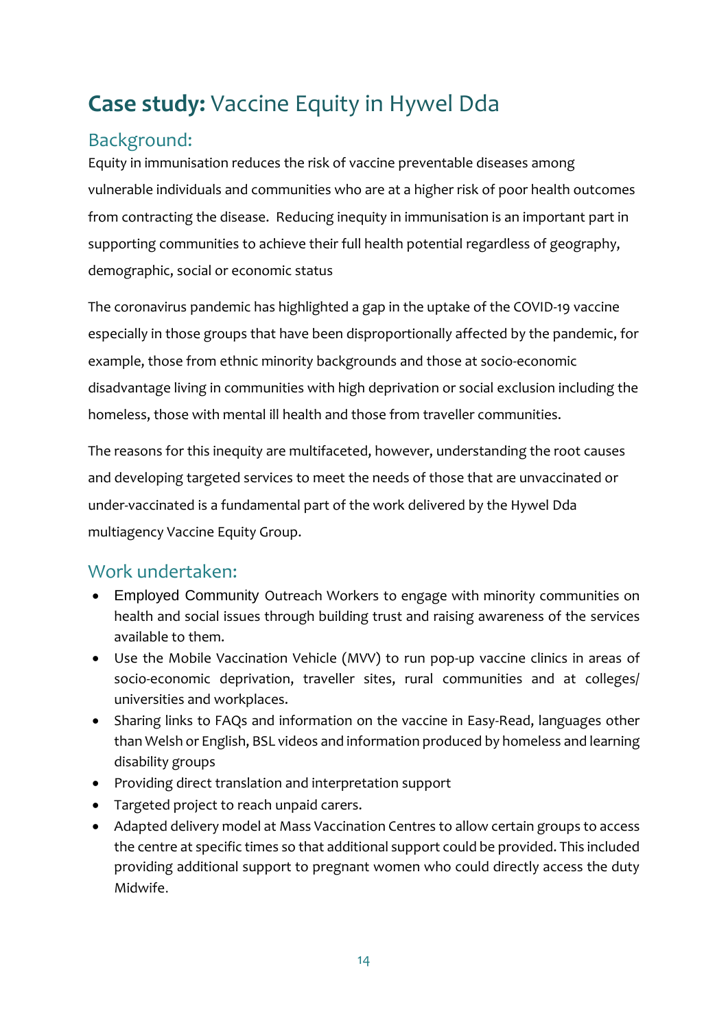# **Case study:** Vaccine Equity in Hywel Dda

## Background:

Equity in immunisation reduces the risk of vaccine preventable diseases among vulnerable individuals and communities who are at a higher risk of poor health outcomes from contracting the disease. Reducing inequity in immunisation is an important part in supporting communities to achieve their full health potential regardless of geography, demographic, social or economic status

The coronavirus pandemic has highlighted a gap in the uptake of the COVID-19 vaccine especially in those groups that have been disproportionally affected by the pandemic, for example, those from ethnic minority backgrounds and those at socio-economic disadvantage living in communities with high deprivation or social exclusion including the homeless, those with mental ill health and those from traveller communities.

The reasons for this inequity are multifaceted, however, understanding the root causes and developing targeted services to meet the needs of those that are unvaccinated or under-vaccinated is a fundamental part of the work delivered by the Hywel Dda multiagency Vaccine Equity Group.

## Work undertaken:

- Employed Community Outreach Workers to engage with minority communities on health and social issues through building trust and raising awareness of the services available to them.
- Use the Mobile Vaccination Vehicle (MVV) to run pop-up vaccine clinics in areas of socio-economic deprivation, traveller sites, rural communities and at colleges/ universities and workplaces.
- Sharing links to FAQs and information on the vaccine in Easy-Read, languages other than Welsh or English, BSL videos and information produced by homeless and learning disability groups
- Providing direct translation and interpretation support
- Targeted project to reach unpaid carers.
- Adapted delivery model at Mass Vaccination Centres to allow certain groups to access the centre at specific times so that additional support could be provided. This included providing additional support to pregnant women who could directly access the duty Midwife.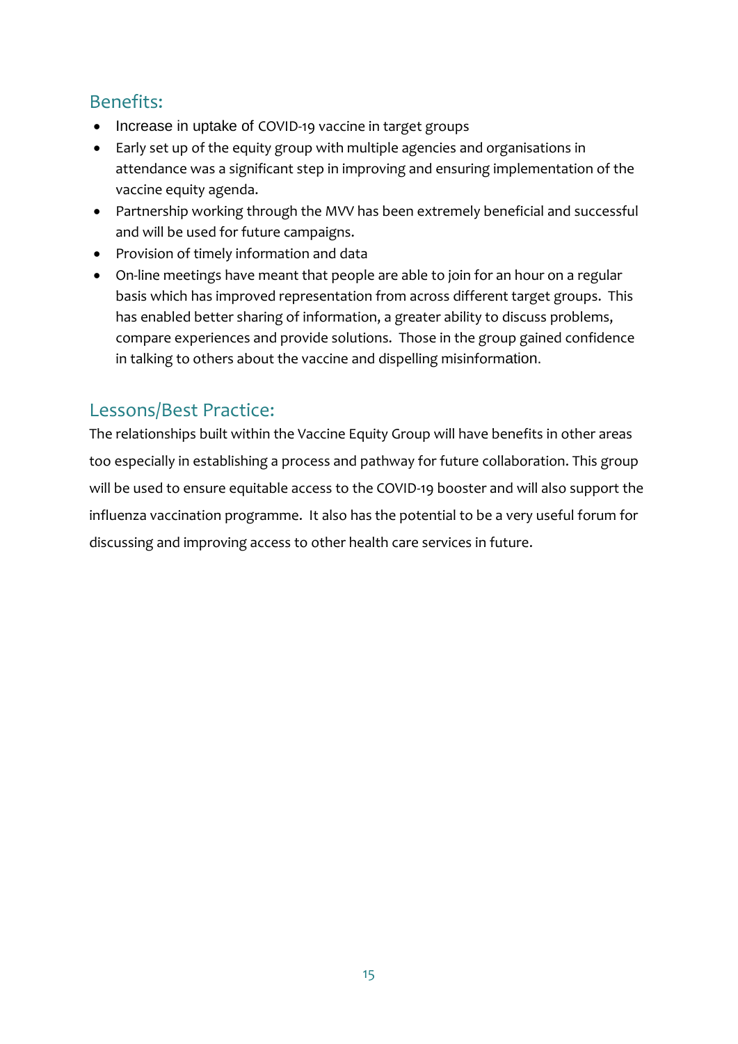## Benefits:

- Increase in uptake of COVID-19 vaccine in target groups
- Early set up of the equity group with multiple agencies and organisations in attendance was a significant step in improving and ensuring implementation of the vaccine equity agenda.
- Partnership working through the MVV has been extremely beneficial and successful and will be used for future campaigns.
- Provision of timely information and data
- On-line meetings have meant that people are able to join for an hour on a regular basis which has improved representation from across different target groups. This has enabled better sharing of information, a greater ability to discuss problems, compare experiences and provide solutions. Those in the group gained confidence in talking to others about the vaccine and dispelling misinformation.

## Lessons/Best Practice:

The relationships built within the Vaccine Equity Group will have benefits in other areas too especially in establishing a process and pathway for future collaboration. This group will be used to ensure equitable access to the COVID-19 booster and will also support the influenza vaccination programme. It also has the potential to be a very useful forum for discussing and improving access to other health care services in future.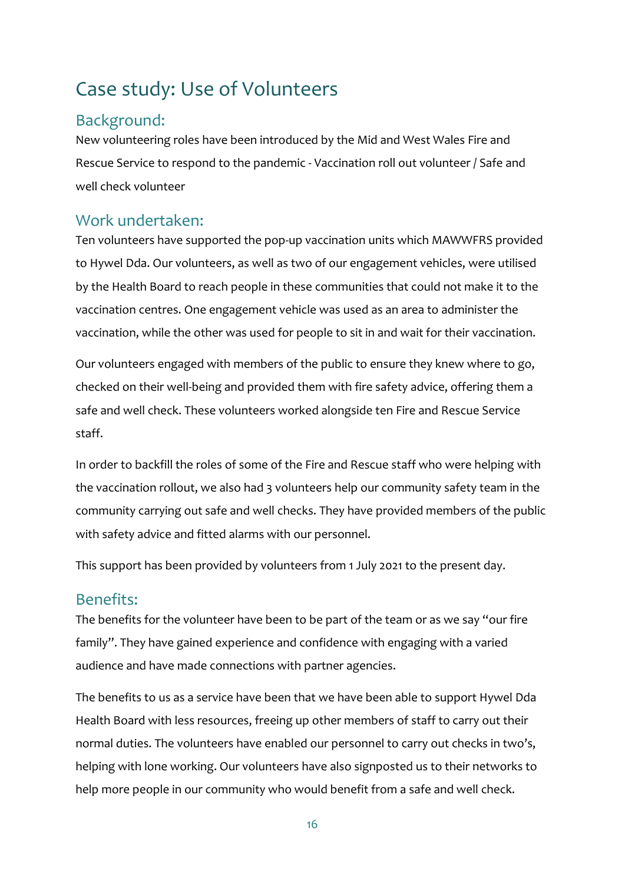# Case study: Use of Volunteers

## Background:

New volunteering roles have been introduced by the Mid and West Wales Fire and Rescue Service to respond to the pandemic - Vaccination roll out volunteer / Safe and well check volunteer

## Work undertaken:

Ten volunteers have supported the pop-up vaccination units which MAWWFRS provided to Hywel Dda. Our volunteers, as well as two of our engagement vehicles, were utilised by the Health Board to reach people in these communities that could not make it to the vaccination centres. One engagement vehicle was used as an area to administer the vaccination, while the other was used for people to sit in and wait for their vaccination.

Our volunteers engaged with members of the public to ensure they knew where to go, checked on their well-being and provided them with fire safety advice, offering them a safe and well check. These volunteers worked alongside ten Fire and Rescue Service staff.

In order to backfill the roles of some of the Fire and Rescue staff who were helping with the vaccination rollout, we also had 3 volunteers help our community safety team in the community carrying out safe and well checks. They have provided members of the public with safety advice and fitted alarms with our personnel.

This support has been provided by volunteers from 1 July 2021 to the present day.

## Benefits:

The benefits for the volunteer have been to be part of the team or as we say "our fire family". They have gained experience and confidence with engaging with a varied audience and have made connections with partner agencies.

The benefits to us as a service have been that we have been able to support Hywel Dda Health Board with less resources, freeing up other members of staff to carry out their normal duties. The volunteers have enabled our personnel to carry out checks in two's, helping with lone working. Our volunteers have also signposted us to their networks to help more people in our community who would benefit from a safe and well check.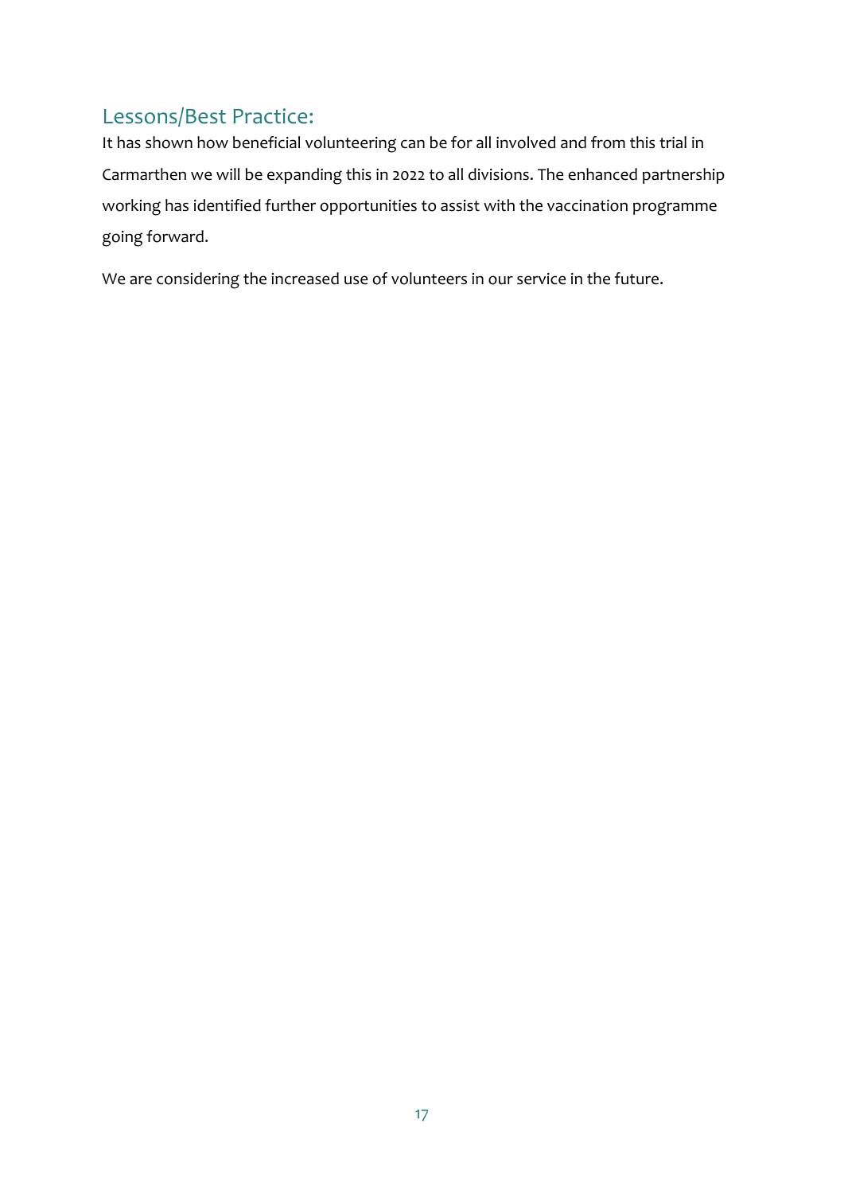## Lessons/Best Practice:

It has shown how beneficial volunteering can be for all involved and from this trial in Carmarthen we will be expanding this in 2022 to all divisions. The enhanced partnership working has identified further opportunities to assist with the vaccination programme going forward.

We are considering the increased use of volunteers in our service in the future.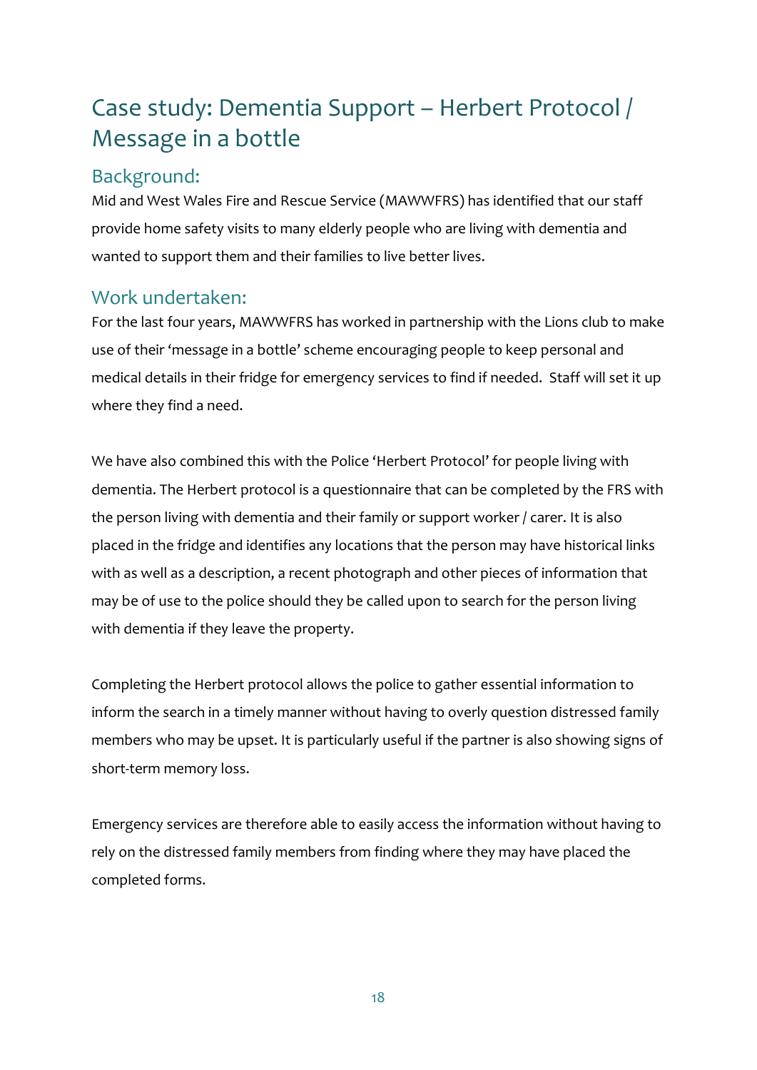# Case study: Dementia Support – Herbert Protocol / Message in a bottle

## Background:

Mid and West Wales Fire and Rescue Service (MAWWFRS) has identified that our staff provide home safety visits to many elderly people who are living with dementia and wanted to support them and their families to live better lives.

## Work undertaken:

For the last four years, MAWWFRS has worked in partnership with the Lions club to make use of their 'message in a bottle' scheme encouraging people to keep personal and medical details in their fridge for emergency services to find if needed. Staff will set it up where they find a need.

We have also combined this with the Police 'Herbert Protocol' for people living with dementia. The Herbert protocol is a questionnaire that can be completed by the FRS with the person living with dementia and their family or support worker / carer. It is also placed in the fridge and identifies any locations that the person may have historical links with as well as a description, a recent photograph and other pieces of information that may be of use to the police should they be called upon to search for the person living with dementia if they leave the property.

Completing the Herbert protocol allows the police to gather essential information to inform the search in a timely manner without having to overly question distressed family members who may be upset. It is particularly useful if the partner is also showing signs of short-term memory loss.

Emergency services are therefore able to easily access the information without having to rely on the distressed family members from finding where they may have placed the completed forms.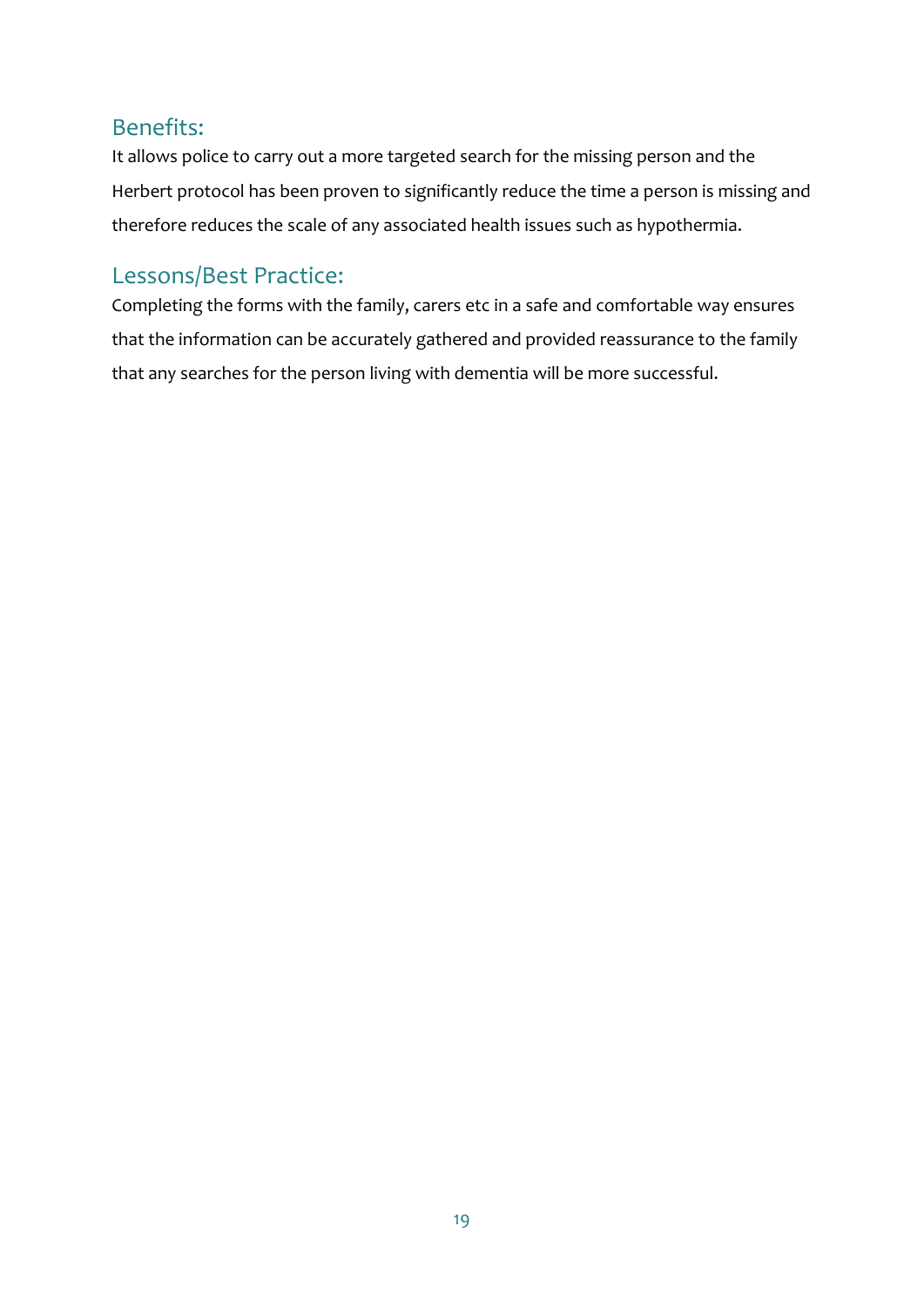## Benefits:

It allows police to carry out a more targeted search for the missing person and the Herbert protocol has been proven to significantly reduce the time a person is missing and therefore reduces the scale of any associated health issues such as hypothermia.

## Lessons/Best Practice:

Completing the forms with the family, carers etc in a safe and comfortable way ensures that the information can be accurately gathered and provided reassurance to the family that any searches for the person living with dementia will be more successful.